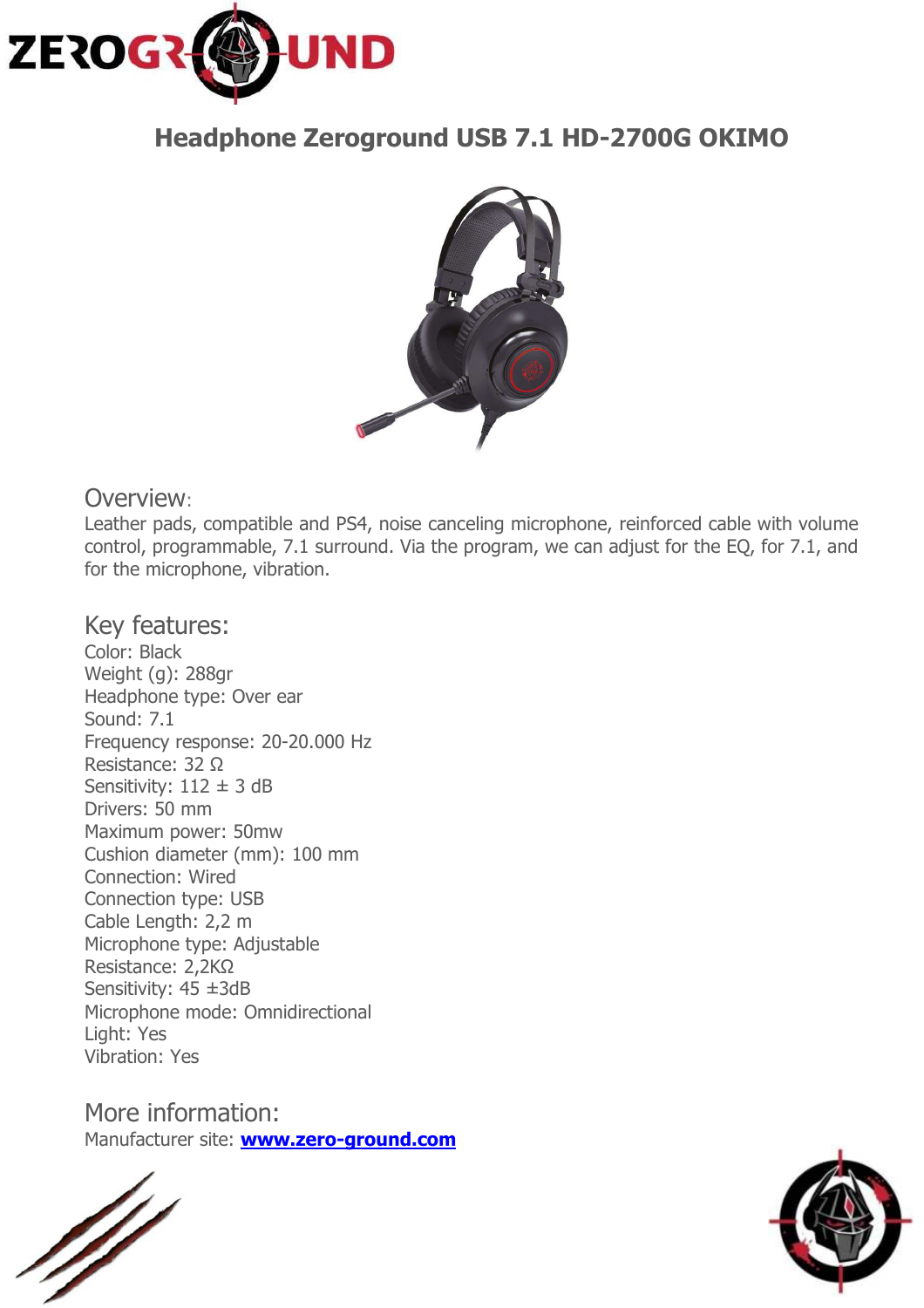# Headphone Zeroground USB 7.1 HD-2700G OKIMO

## Overview:

Leather pads, compatible and PS4, noise canceling microphone, reinforced cable with volume control, programmable, 7.1 surround. Via the program, we can adjust for the EQ, for 7.1, and for the microphone, vibration.

## Key features:

Color: Black
Weight (g): 288gr
Headphone type: Over ear
Sound: 7.1
Frequency response: 20-20.000 Hz
Resistance: 32 Ω
Sensitivity: 112 ± 3 dB
Drivers: 50 mm
Maximum power: 50mw
Cushion diameter (mm): 100 mm
Connection: Wired
Connection type: USB
Cable Length: 2,2 m
Microphone type: Adjustable
Resistance: 2,2KΩ
Sensitivity: 45 ±3dB
Microphone mode: Omnidirectional
Light: Yes
Vibration: Yes

## More information:

Manufacturer site: **[www.zero-ground.com](http://www.zero-ground.com)**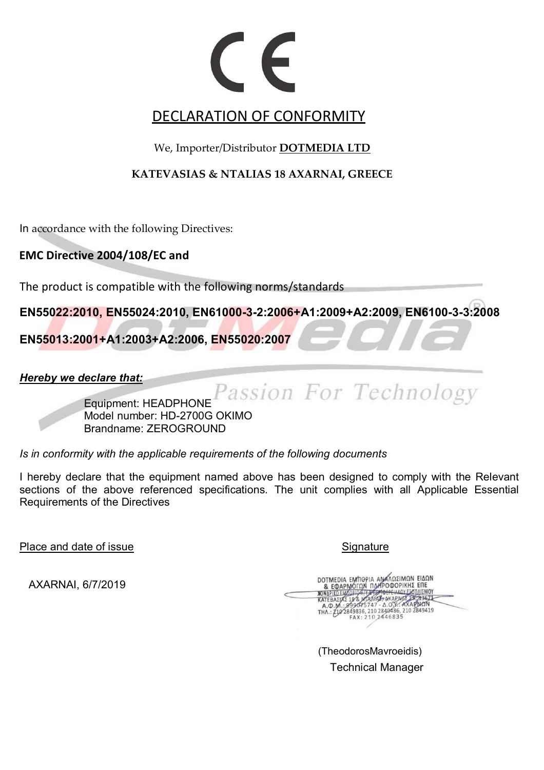CE

# DECLARATION OF CONFORMITY

We, Importer/Distributor **DOTMEDIA LTD**

**KATEVASIAS & NTALIAS 18 AXARNAI, GREECE**

In accordance with the following Directives:

**EMC Directive 2004/108/EC and**

The product is compatible with the following norms/standards

**EN55022:2010, EN55024:2010, EN61000-3-2:2006+A1:2009+A2:2009, EN6100-3-3:2008**

**EN55013:2001+A1:2003+A2:2006, EN55020:2007**

***Hereby we declare that:***

Equipment: HEADPHONE
Model number: HD-2700G OKIMO
Brandname: ZEROGROUND

*Is in conformity with the applicable requirements of the following documents*

I hereby declare that the equipment named above has been designed to comply with the Relevant sections of the above referenced specifications. The unit complies with all Applicable Essential Requirements of the Directives

Place and date of issue

AXARNAI, 6/7/2019

Signature

DOTMEDIA ΕΜΠΟΡΙΑ ΑΝΑΛΩΣΙΜΩΝ ΕΙΔΩΝ
& ΕΦΑΡΜΟΓΩΝ ΠΛΗΡΟΦΟΡΙΚΗΣ ΕΠΕ
ΧΟΝΔΡΙΚΟ ΕΜΠΟΡΙΟ Η/Υ & ΠΕΡΙΦΕΡΕΙΑΚΟΥ ΕΞΟΠΛΙΣΜΟΥ
ΚΑΤΕΒΑΣΙΑΣ 18 & ΝΤΑΛΙΑ - ΑΧΑΡΝΕΣ ΤΚ 13671
Α.Φ.Μ.: 999075747 - Δ.Ο.Υ.: ΑΧΑΡΝΩΝ
ΤΗΛ.: 210 2849836, 210 2840486, 210 2849419
FAX: 210 2446835

(TheodorosMavroeidis)
Technical Manager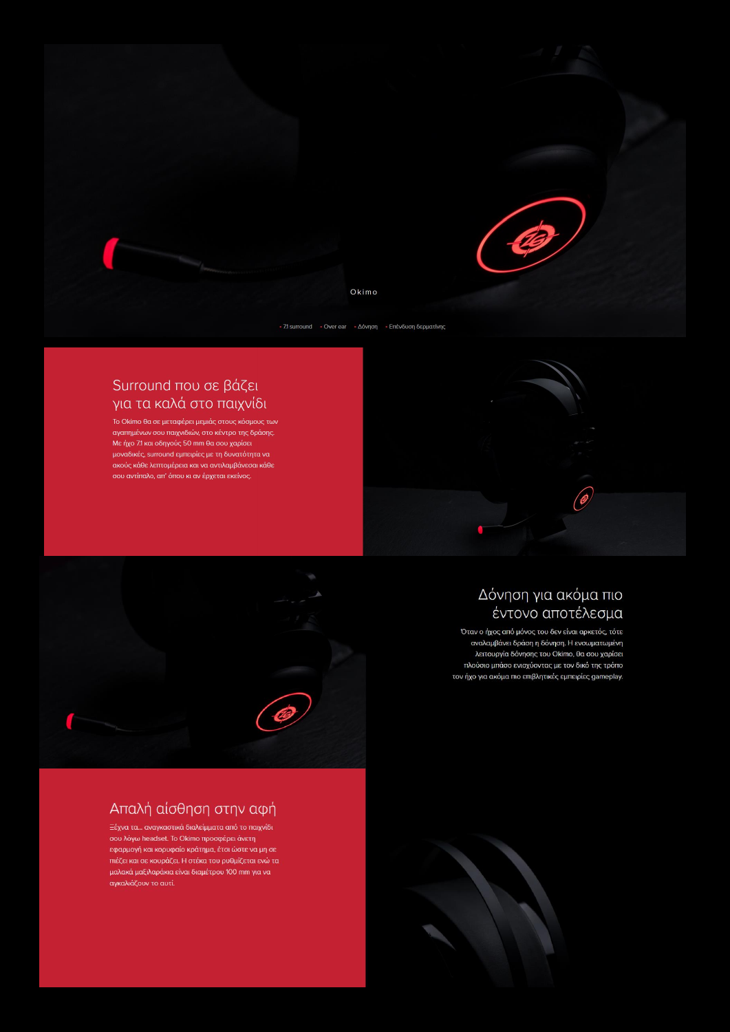Okimo

• 7.1 surround • Over ear • Δόνηση • Επένδυση δερματίνης

## Surround που σε βάζει για τα καλά στο παιχνίδι

Το Okimo θα σε μεταφέρει μεμιάς στους κόσμους των αγαπημένων σου παιχνιδιών, στο κέντρο της δράσης. Με ήχο 7.1 και οδηγούς 50 mm θα σου χαρίσει μοναδικές, surround εμπειρίες με τη δυνατότητα να ακούς κάθε λεπτομέρεια και να αντιλαμβάνεσαι κάθε σου αντίπαλο, απ' όπου κι αν έρχεται εκείνος.

## Δόνηση για ακόμα πιο έντονο αποτέλεσμα

Όταν ο ήχος από μόνος του δεν είναι αρκετός, τότε αναλαμβάνει δράση η δόνηση. Η ενσωματωμένη λειτουργία δόνησης του Okimo, θα σου χαρίσει πλούσιο μπάσο ενισχύοντας με τον δικό της τρόπο τον ήχο για ακόμα πιο επιβλητικές εμπειρίες gameplay.

## Απαλή αίσθηση στην αφή

Ξέχνα τα... αναγκαστικά διαλείμματα από το παιχνίδι σου λόγω headset. Το Okimo προσφέρει άνετη εφαρμογή και κορυφαίο κράτημα, έτσι ώστε να μη σε πιέζει και σε κουράζει. Η στέκα του ρυθμίζεται ενώ τα μαλακά μαξιλαράκια είναι διαμέτρου 100 mm για να αγκαλιάζουν το αυτί.